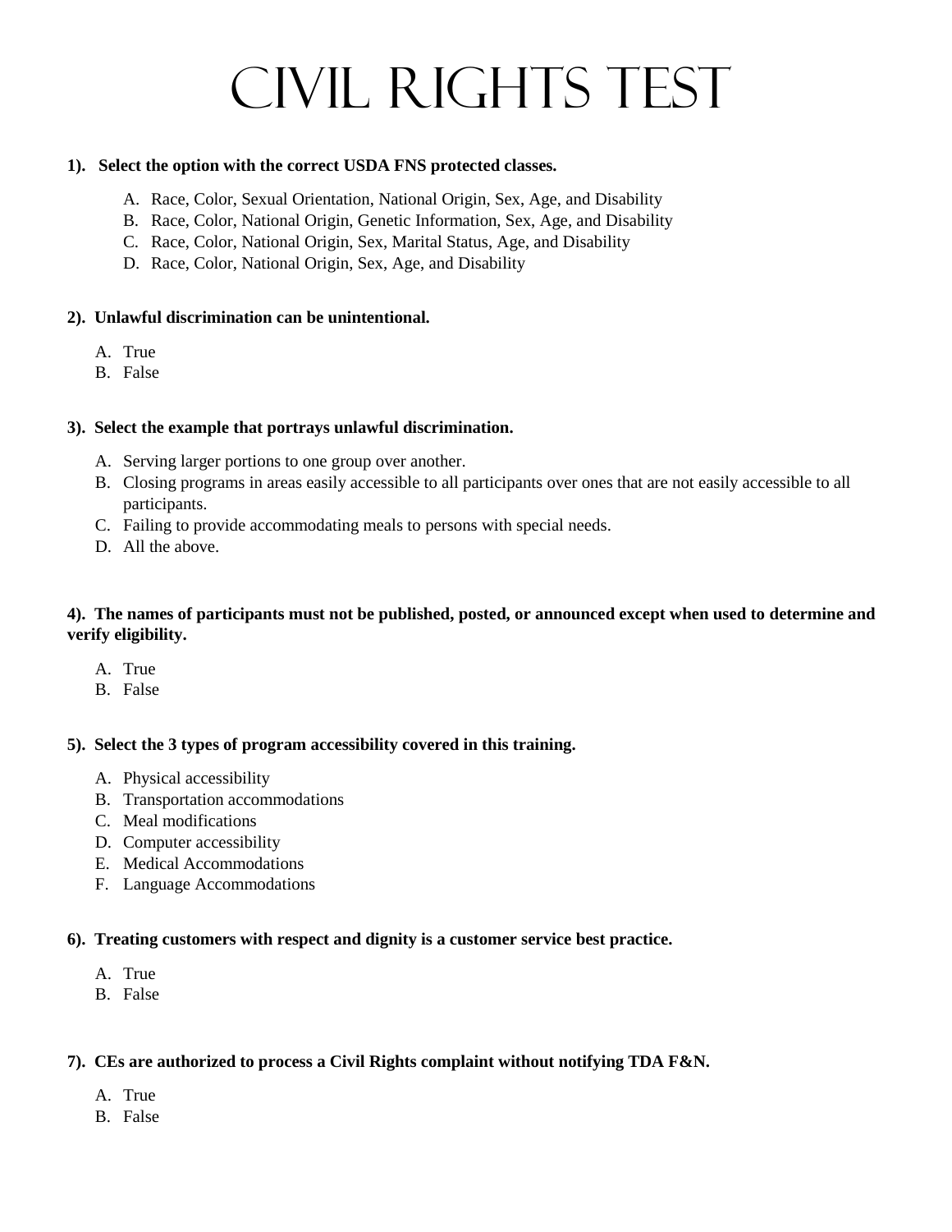# Civil Rights Test

**1). Select the option with the correct USDA FNS protected classes.**

A. Race, Color, Sexual Orientation, National Origin, Sex, Age, and Disability
B. Race, Color, National Origin, Genetic Information, Sex, Age, and Disability
C. Race, Color, National Origin, Sex, Marital Status, Age, and Disability
D. Race, Color, National Origin, Sex, Age, and Disability

**2). Unlawful discrimination can be unintentional.**

A. True
B. False

**3). Select the example that portrays unlawful discrimination.**

A. Serving larger portions to one group over another.
B. Closing programs in areas easily accessible to all participants over ones that are not easily accessible to all participants.
C. Failing to provide accommodating meals to persons with special needs.
D. All the above.

**4). The names of participants must not be published, posted, or announced except when used to determine and verify eligibility.**

A. True
B. False

**5). Select the 3 types of program accessibility covered in this training.**

A. Physical accessibility
B. Transportation accommodations
C. Meal modifications
D. Computer accessibility
E. Medical Accommodations
F. Language Accommodations

**6). Treating customers with respect and dignity is a customer service best practice.**

A. True
B. False

**7). CEs are authorized to process a Civil Rights complaint without notifying TDA F&N.**

A. True
B. False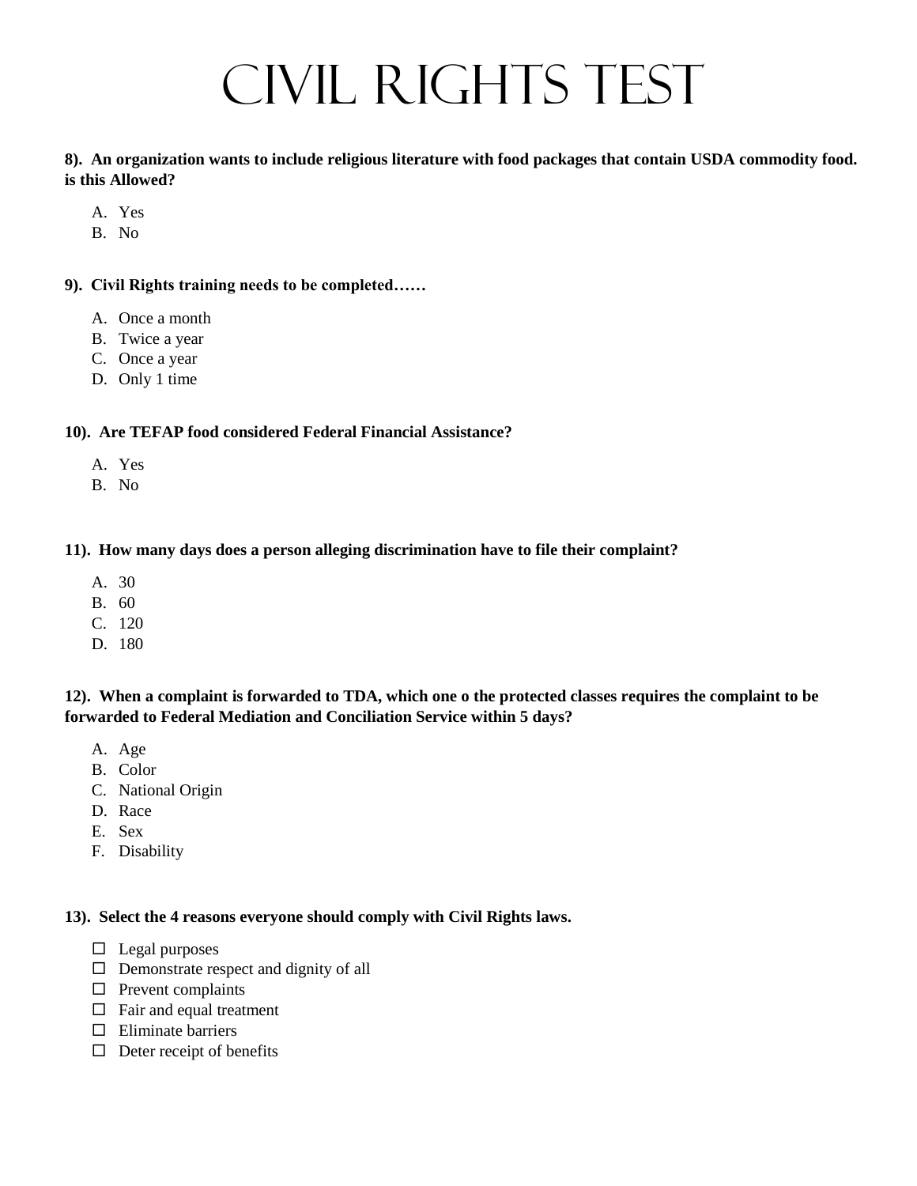# Civil Rights Test

**8). An organization wants to include religious literature with food packages that contain USDA commodity food. is this Allowed?**

A. Yes
B. No

**9). Civil Rights training needs to be completed……**

A. Once a month
B. Twice a year
C. Once a year
D. Only 1 time

**10). Are TEFAP food considered Federal Financial Assistance?**

A. Yes
B. No

**11). How many days does a person alleging discrimination have to file their complaint?**

A. 30
B. 60
C. 120
D. 180

**12). When a complaint is forwarded to TDA, which one o the protected classes requires the complaint to be forwarded to Federal Mediation and Conciliation Service within 5 days?**

A. Age
B. Color
C. National Origin
D. Race
E. Sex
F. Disability

**13). Select the 4 reasons everyone should comply with Civil Rights laws.**

- ☐ Legal purposes
- ☐ Demonstrate respect and dignity of all
- ☐ Prevent complaints
- ☐ Fair and equal treatment
- ☐ Eliminate barriers
- ☐ Deter receipt of benefits